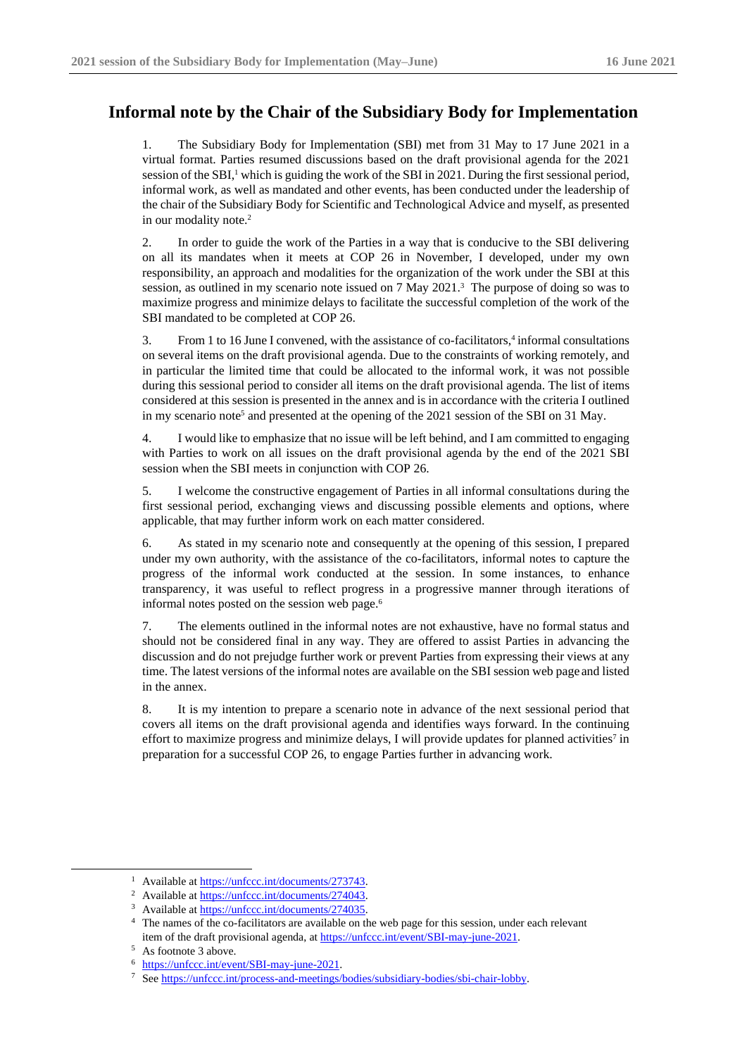# Informal note by the Chair of the Subsidiary Body for Implementation

1. The Subsidiary Body for Implementation (SBI) met from 31 May to 17 June 2021 in a virtual format. Parties resumed discussions based on the draft provisional agenda for the 2021 session of the SBI,[1] which is guiding the work of the SBI in 2021. During the first sessional period, informal work, as well as mandated and other events, has been conducted under the leadership of the chair of the Subsidiary Body for Scientific and Technological Advice and myself, as presented in our modality note.[2]

2. In order to guide the work of the Parties in a way that is conducive to the SBI delivering on all its mandates when it meets at COP 26 in November, I developed, under my own responsibility, an approach and modalities for the organization of the work under the SBI at this session, as outlined in my scenario note issued on 7 May 2021.[3] The purpose of doing so was to maximize progress and minimize delays to facilitate the successful completion of the work of the SBI mandated to be completed at COP 26.

3. From 1 to 16 June I convened, with the assistance of co-facilitators,[4] informal consultations on several items on the draft provisional agenda. Due to the constraints of working remotely, and in particular the limited time that could be allocated to the informal work, it was not possible during this sessional period to consider all items on the draft provisional agenda. The list of items considered at this session is presented in the annex and is in accordance with the criteria I outlined in my scenario note[5] and presented at the opening of the 2021 session of the SBI on 31 May.

4. I would like to emphasize that no issue will be left behind, and I am committed to engaging with Parties to work on all issues on the draft provisional agenda by the end of the 2021 SBI session when the SBI meets in conjunction with COP 26.

5. I welcome the constructive engagement of Parties in all informal consultations during the first sessional period, exchanging views and discussing possible elements and options, where applicable, that may further inform work on each matter considered.

6. As stated in my scenario note and consequently at the opening of this session, I prepared under my own authority, with the assistance of the co-facilitators, informal notes to capture the progress of the informal work conducted at the session. In some instances, to enhance transparency, it was useful to reflect progress in a progressive manner through iterations of informal notes posted on the session web page.[6]

7. The elements outlined in the informal notes are not exhaustive, have no formal status and should not be considered final in any way. They are offered to assist Parties in advancing the discussion and do not prejudge further work or prevent Parties from expressing their views at any time. The latest versions of the informal notes are available on the SBI session web page and listed in the annex.

8. It is my intention to prepare a scenario note in advance of the next sessional period that covers all items on the draft provisional agenda and identifies ways forward. In the continuing effort to maximize progress and minimize delays, I will provide updates for planned activities[7] in preparation for a successful COP 26, to engage Parties further in advancing work.

---

[1] Available at https://unfccc.int/documents/273743.

[2] Available at https://unfccc.int/documents/274043.

[3] Available at https://unfccc.int/documents/274035.

[4] The names of the co-facilitators are available on the web page for this session, under each relevant item of the draft provisional agenda, at https://unfccc.int/event/SBI-may-june-2021.

[5] As footnote 3 above.

[6] https://unfccc.int/event/SBI-may-june-2021.

[7] See https://unfccc.int/process-and-meetings/bodies/subsidiary-bodies/sbi-chair-lobby.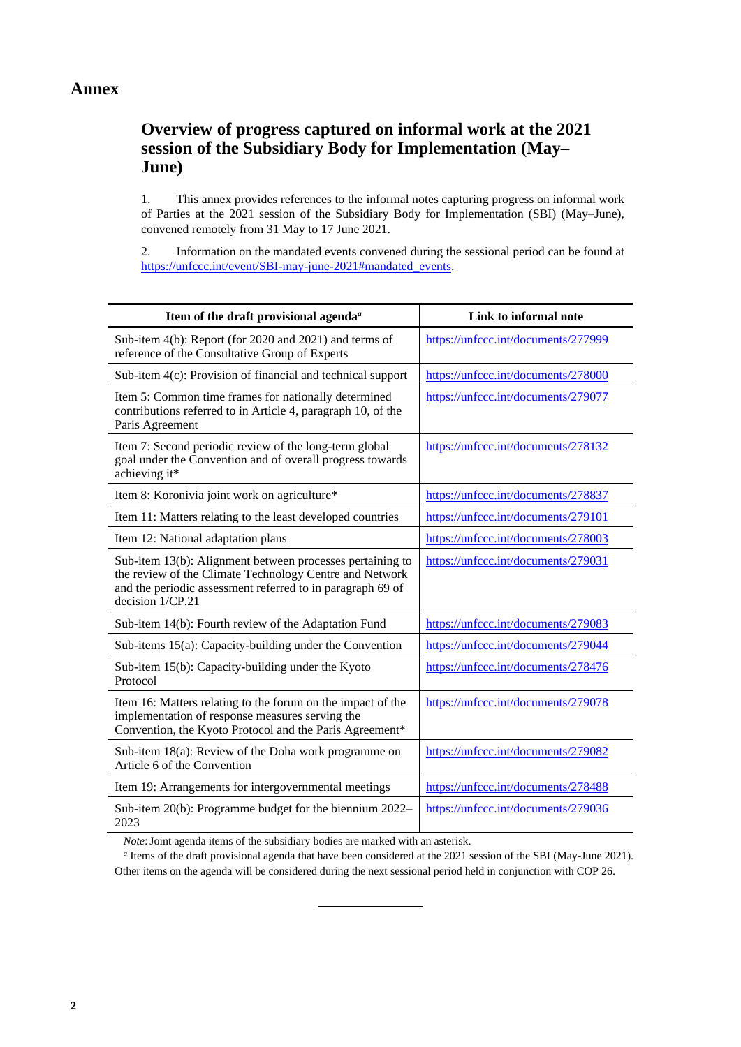# Annex

## Overview of progress captured on informal work at the 2021 session of the Subsidiary Body for Implementation (May–June)

1. This annex provides references to the informal notes capturing progress on informal work of Parties at the 2021 session of the Subsidiary Body for Implementation (SBI) (May–June), convened remotely from 31 May to 17 June 2021.

2. Information on the mandated events convened during the sessional period can be found at https://unfccc.int/event/SBI-may-june-2021#mandated_events.

| Item of the draft provisional agenda[a] | Link to informal note |
|---|---|
| Sub-item 4(b): Report (for 2020 and 2021) and terms of reference of the Consultative Group of Experts | https://unfccc.int/documents/277999 |
| Sub-item 4(c): Provision of financial and technical support | https://unfccc.int/documents/278000 |
| Item 5: Common time frames for nationally determined contributions referred to in Article 4, paragraph 10, of the Paris Agreement | https://unfccc.int/documents/279077 |
| Item 7: Second periodic review of the long-term global goal under the Convention and of overall progress towards achieving it* | https://unfccc.int/documents/278132 |
| Item 8: Koronivia joint work on agriculture* | https://unfccc.int/documents/278837 |
| Item 11: Matters relating to the least developed countries | https://unfccc.int/documents/279101 |
| Item 12: National adaptation plans | https://unfccc.int/documents/278003 |
| Sub-item 13(b): Alignment between processes pertaining to the review of the Climate Technology Centre and Network and the periodic assessment referred to in paragraph 69 of decision 1/CP.21 | https://unfccc.int/documents/279031 |
| Sub-item 14(b): Fourth review of the Adaptation Fund | https://unfccc.int/documents/279083 |
| Sub-items 15(a): Capacity-building under the Convention | https://unfccc.int/documents/279044 |
| Sub-item 15(b): Capacity-building under the Kyoto Protocol | https://unfccc.int/documents/278476 |
| Item 16: Matters relating to the forum on the impact of the implementation of response measures serving the Convention, the Kyoto Protocol and the Paris Agreement* | https://unfccc.int/documents/279078 |
| Sub-item 18(a): Review of the Doha work programme on Article 6 of the Convention | https://unfccc.int/documents/279082 |
| Item 19: Arrangements for intergovernmental meetings | https://unfccc.int/documents/278488 |
| Sub-item 20(b): Programme budget for the biennium 2022–2023 | https://unfccc.int/documents/279036 |

*Note*: Joint agenda items of the subsidiary bodies are marked with an asterisk.

[a] Items of the draft provisional agenda that have been considered at the 2021 session of the SBI (May-June 2021). Other items on the agenda will be considered during the next sessional period held in conjunction with COP 26.